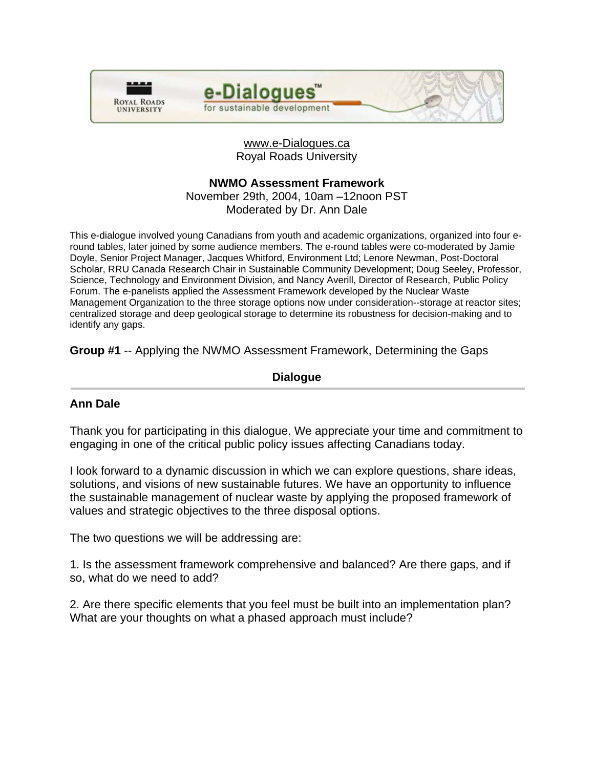www.e-Dialogues.ca
Royal Roads University

**NWMO Assessment Framework**
November 29th, 2004, 10am –12noon PST
Moderated by Dr. Ann Dale

This e-dialogue involved young Canadians from youth and academic organizations, organized into four e-round tables, later joined by some audience members. The e-round tables were co-moderated by Jamie Doyle, Senior Project Manager, Jacques Whitford, Environment Ltd; Lenore Newman, Post-Doctoral Scholar, RRU Canada Research Chair in Sustainable Community Development; Doug Seeley, Professor, Science, Technology and Environment Division, and Nancy Averill, Director of Research, Public Policy Forum. The e-panelists applied the Assessment Framework developed by the Nuclear Waste Management Organization to the three storage options now under consideration--storage at reactor sites; centralized storage and deep geological storage to determine its robustness for decision-making and to identify any gaps.

**Group #1** -- Applying the NWMO Assessment Framework, Determining the Gaps

**Dialogue**

**Ann Dale**

Thank you for participating in this dialogue. We appreciate your time and commitment to engaging in one of the critical public policy issues affecting Canadians today.

I look forward to a dynamic discussion in which we can explore questions, share ideas, solutions, and visions of new sustainable futures. We have an opportunity to influence the sustainable management of nuclear waste by applying the proposed framework of values and strategic objectives to the three disposal options.

The two questions we will be addressing are:

1. Is the assessment framework comprehensive and balanced? Are there gaps, and if so, what do we need to add?

2. Are there specific elements that you feel must be built into an implementation plan? What are your thoughts on what a phased approach must include?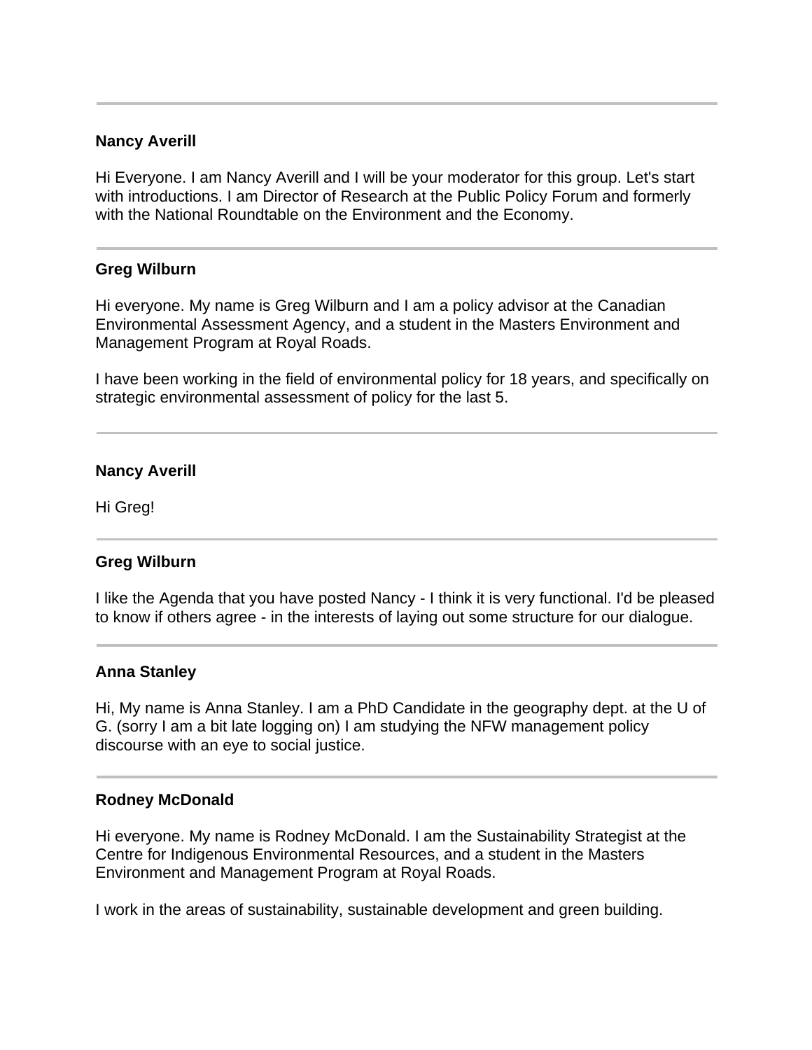---

**Nancy Averill**

Hi Everyone. I am Nancy Averill and I will be your moderator for this group. Let's start with introductions. I am Director of Research at the Public Policy Forum and formerly with the National Roundtable on the Environment and the Economy.

---

**Greg Wilburn**

Hi everyone. My name is Greg Wilburn and I am a policy advisor at the Canadian Environmental Assessment Agency, and a student in the Masters Environment and Management Program at Royal Roads.

I have been working in the field of environmental policy for 18 years, and specifically on strategic environmental assessment of policy for the last 5.

---

**Nancy Averill**

Hi Greg!

---

**Greg Wilburn**

I like the Agenda that you have posted Nancy - I think it is very functional. I'd be pleased to know if others agree - in the interests of laying out some structure for our dialogue.

---

**Anna Stanley**

Hi, My name is Anna Stanley. I am a PhD Candidate in the geography dept. at the U of G. (sorry I am a bit late logging on) I am studying the NFW management policy discourse with an eye to social justice.

---

**Rodney McDonald**

Hi everyone. My name is Rodney McDonald. I am the Sustainability Strategist at the Centre for Indigenous Environmental Resources, and a student in the Masters Environment and Management Program at Royal Roads.

I work in the areas of sustainability, sustainable development and green building.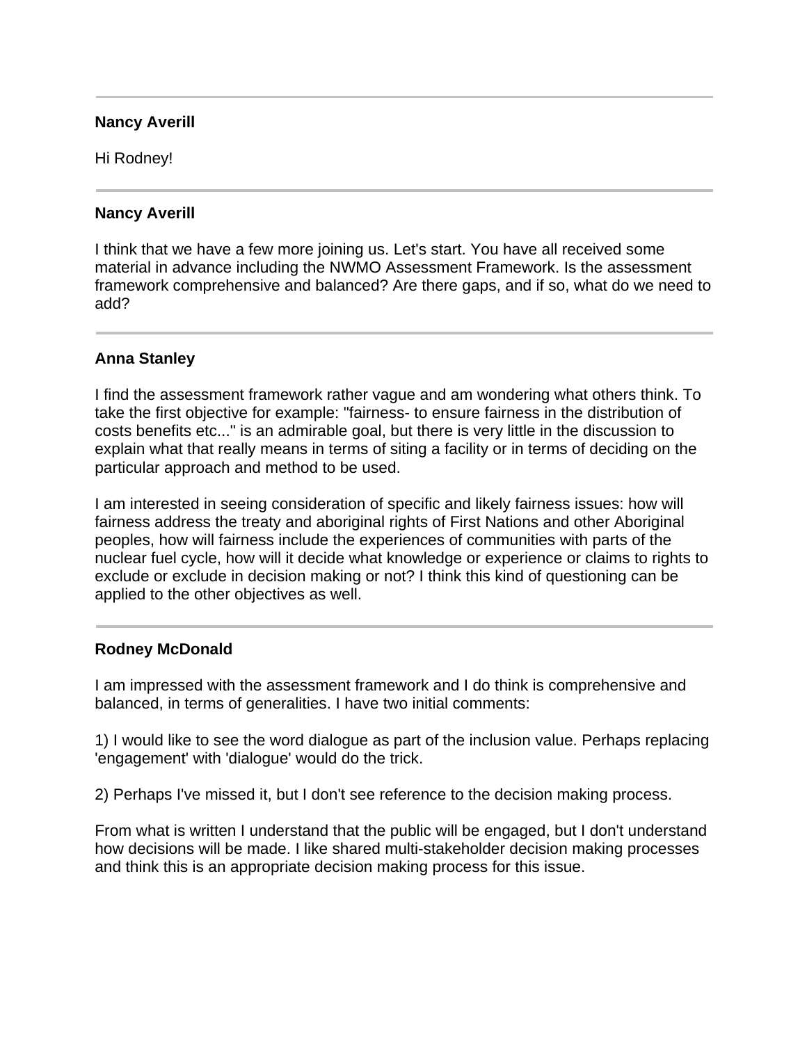---

**Nancy Averill**

Hi Rodney!

---

**Nancy Averill**

I think that we have a few more joining us. Let's start. You have all received some material in advance including the NWMO Assessment Framework. Is the assessment framework comprehensive and balanced? Are there gaps, and if so, what do we need to add?

---

**Anna Stanley**

I find the assessment framework rather vague and am wondering what others think. To take the first objective for example: "fairness- to ensure fairness in the distribution of costs benefits etc..." is an admirable goal, but there is very little in the discussion to explain what that really means in terms of siting a facility or in terms of deciding on the particular approach and method to be used.

I am interested in seeing consideration of specific and likely fairness issues: how will fairness address the treaty and aboriginal rights of First Nations and other Aboriginal peoples, how will fairness include the experiences of communities with parts of the nuclear fuel cycle, how will it decide what knowledge or experience or claims to rights to exclude or exclude in decision making or not? I think this kind of questioning can be applied to the other objectives as well.

---

**Rodney McDonald**

I am impressed with the assessment framework and I do think is comprehensive and balanced, in terms of generalities. I have two initial comments:

1) I would like to see the word dialogue as part of the inclusion value. Perhaps replacing 'engagement' with 'dialogue' would do the trick.

2) Perhaps I've missed it, but I don't see reference to the decision making process.

From what is written I understand that the public will be engaged, but I don't understand how decisions will be made. I like shared multi-stakeholder decision making processes and think this is an appropriate decision making process for this issue.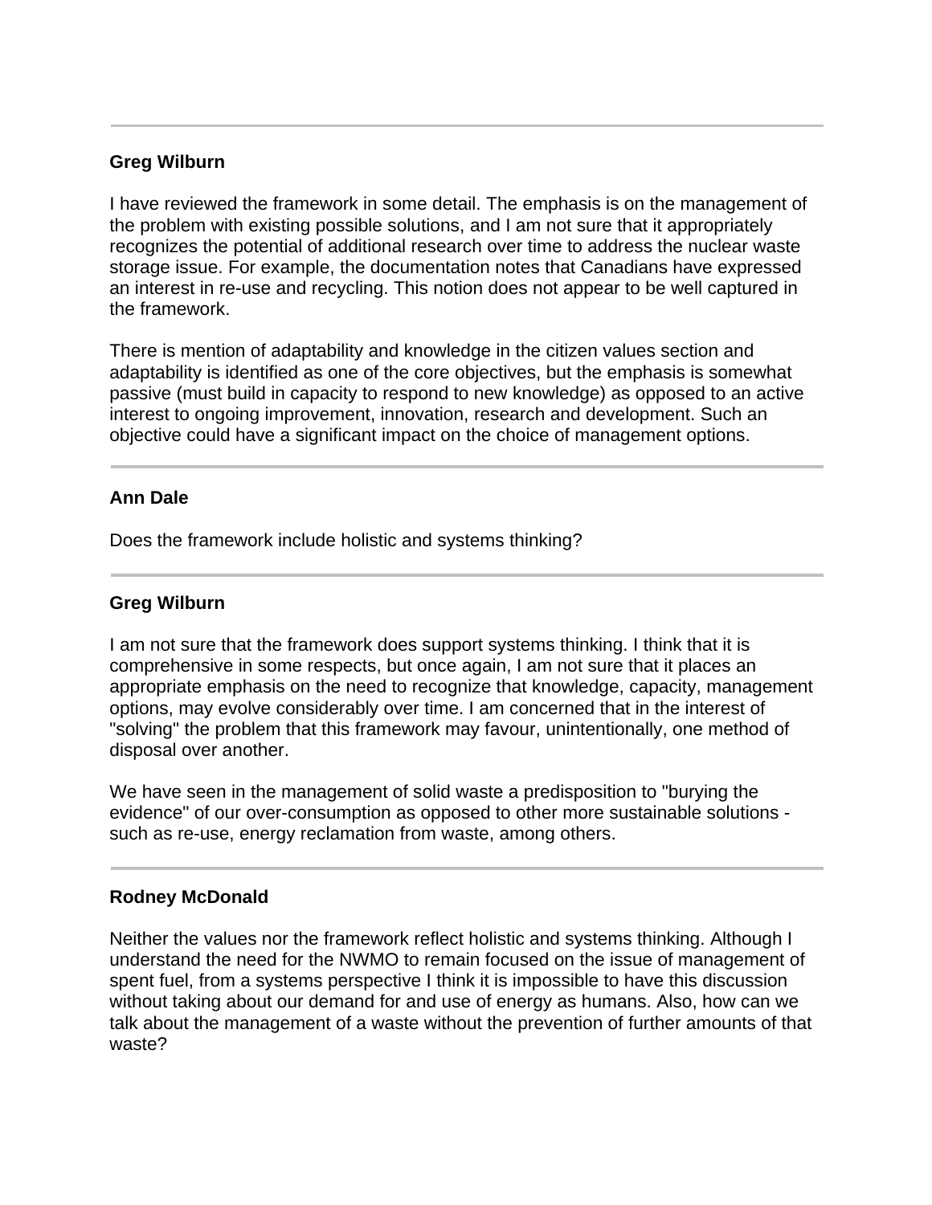---

**Greg Wilburn**

I have reviewed the framework in some detail. The emphasis is on the management of the problem with existing possible solutions, and I am not sure that it appropriately recognizes the potential of additional research over time to address the nuclear waste storage issue. For example, the documentation notes that Canadians have expressed an interest in re-use and recycling. This notion does not appear to be well captured in the framework.

There is mention of adaptability and knowledge in the citizen values section and adaptability is identified as one of the core objectives, but the emphasis is somewhat passive (must build in capacity to respond to new knowledge) as opposed to an active interest to ongoing improvement, innovation, research and development. Such an objective could have a significant impact on the choice of management options.

---

**Ann Dale**

Does the framework include holistic and systems thinking?

---

**Greg Wilburn**

I am not sure that the framework does support systems thinking. I think that it is comprehensive in some respects, but once again, I am not sure that it places an appropriate emphasis on the need to recognize that knowledge, capacity, management options, may evolve considerably over time. I am concerned that in the interest of "solving" the problem that this framework may favour, unintentionally, one method of disposal over another.

We have seen in the management of solid waste a predisposition to "burying the evidence" of our over-consumption as opposed to other more sustainable solutions - such as re-use, energy reclamation from waste, among others.

---

**Rodney McDonald**

Neither the values nor the framework reflect holistic and systems thinking. Although I understand the need for the NWMO to remain focused on the issue of management of spent fuel, from a systems perspective I think it is impossible to have this discussion without taking about our demand for and use of energy as humans. Also, how can we talk about the management of a waste without the prevention of further amounts of that waste?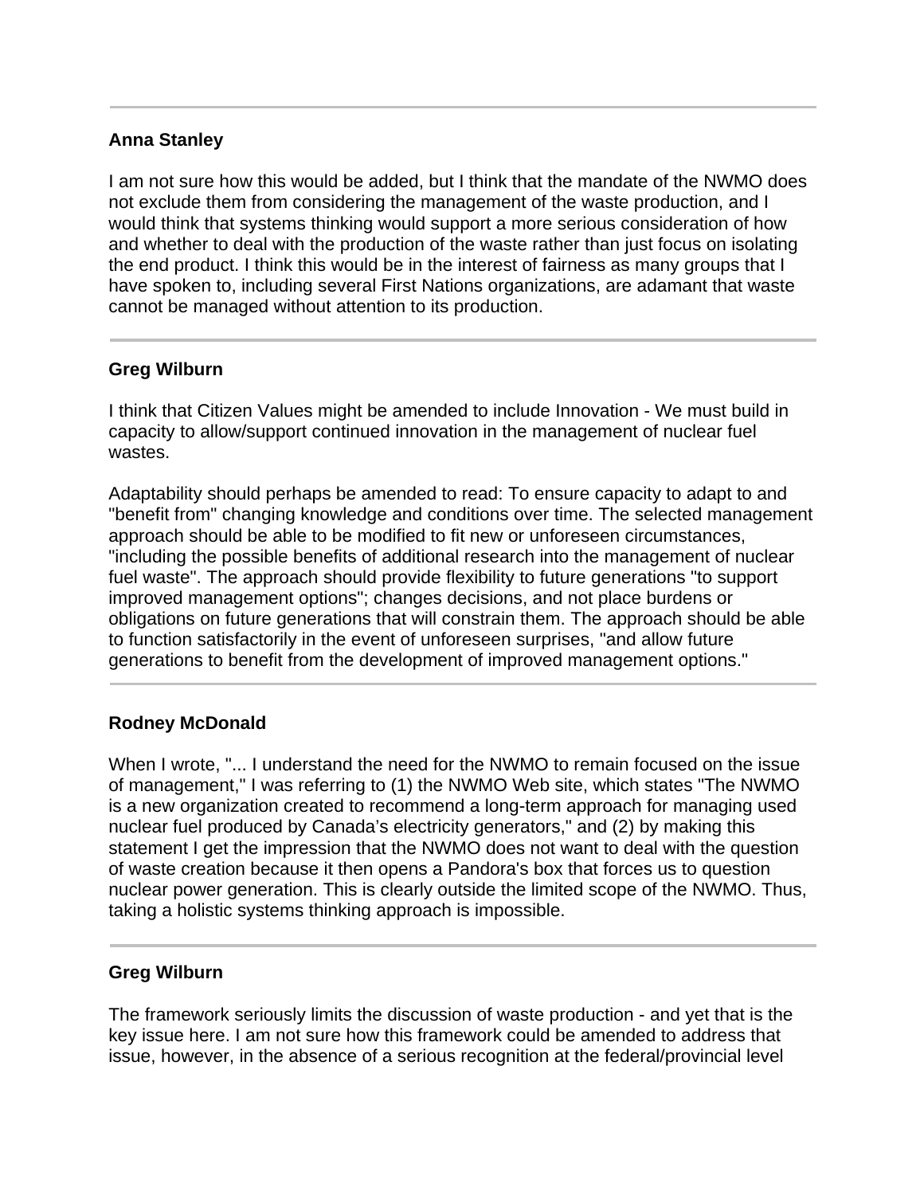---

**Anna Stanley**

I am not sure how this would be added, but I think that the mandate of the NWMO does not exclude them from considering the management of the waste production, and I would think that systems thinking would support a more serious consideration of how and whether to deal with the production of the waste rather than just focus on isolating the end product. I think this would be in the interest of fairness as many groups that I have spoken to, including several First Nations organizations, are adamant that waste cannot be managed without attention to its production.

---

**Greg Wilburn**

I think that Citizen Values might be amended to include Innovation - We must build in capacity to allow/support continued innovation in the management of nuclear fuel wastes.

Adaptability should perhaps be amended to read: To ensure capacity to adapt to and "benefit from" changing knowledge and conditions over time. The selected management approach should be able to be modified to fit new or unforeseen circumstances, "including the possible benefits of additional research into the management of nuclear fuel waste". The approach should provide flexibility to future generations "to support improved management options"; changes decisions, and not place burdens or obligations on future generations that will constrain them. The approach should be able to function satisfactorily in the event of unforeseen surprises, "and allow future generations to benefit from the development of improved management options."

---

**Rodney McDonald**

When I wrote, "... I understand the need for the NWMO to remain focused on the issue of management," I was referring to (1) the NWMO Web site, which states "The NWMO is a new organization created to recommend a long-term approach for managing used nuclear fuel produced by Canada's electricity generators," and (2) by making this statement I get the impression that the NWMO does not want to deal with the question of waste creation because it then opens a Pandora's box that forces us to question nuclear power generation. This is clearly outside the limited scope of the NWMO. Thus, taking a holistic systems thinking approach is impossible.

---

**Greg Wilburn**

The framework seriously limits the discussion of waste production - and yet that is the key issue here. I am not sure how this framework could be amended to address that issue, however, in the absence of a serious recognition at the federal/provincial level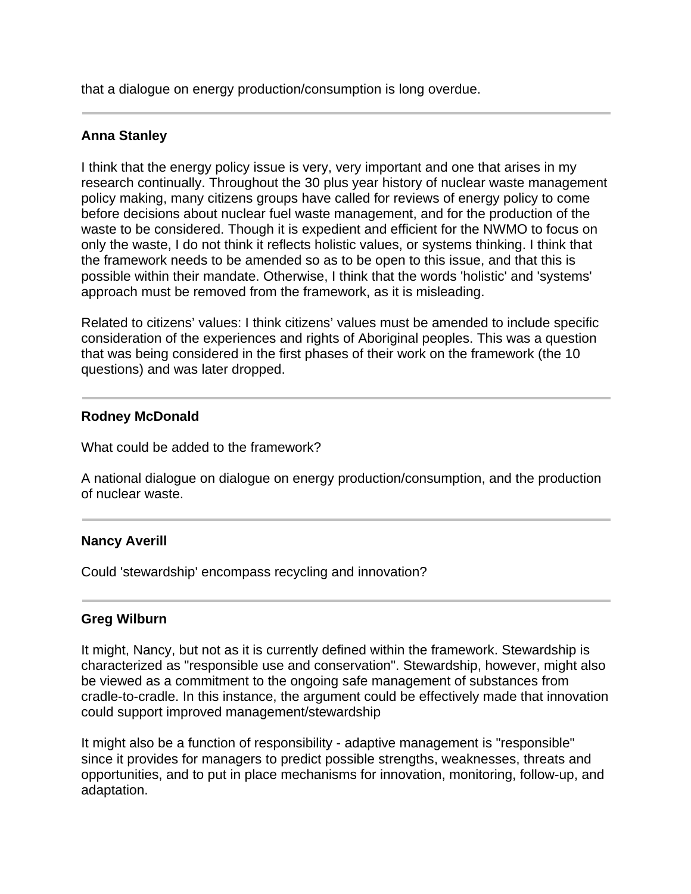that a dialogue on energy production/consumption is long overdue.

---

**Anna Stanley**

I think that the energy policy issue is very, very important and one that arises in my research continually. Throughout the 30 plus year history of nuclear waste management policy making, many citizens groups have called for reviews of energy policy to come before decisions about nuclear fuel waste management, and for the production of the waste to be considered. Though it is expedient and efficient for the NWMO to focus on only the waste, I do not think it reflects holistic values, or systems thinking. I think that the framework needs to be amended so as to be open to this issue, and that this is possible within their mandate. Otherwise, I think that the words 'holistic' and 'systems' approach must be removed from the framework, as it is misleading.

Related to citizens' values: I think citizens' values must be amended to include specific consideration of the experiences and rights of Aboriginal peoples. This was a question that was being considered in the first phases of their work on the framework (the 10 questions) and was later dropped.

---

**Rodney McDonald**

What could be added to the framework?

A national dialogue on dialogue on energy production/consumption, and the production of nuclear waste.

---

**Nancy Averill**

Could 'stewardship' encompass recycling and innovation?

---

**Greg Wilburn**

It might, Nancy, but not as it is currently defined within the framework. Stewardship is characterized as "responsible use and conservation". Stewardship, however, might also be viewed as a commitment to the ongoing safe management of substances from cradle-to-cradle. In this instance, the argument could be effectively made that innovation could support improved management/stewardship

It might also be a function of responsibility - adaptive management is "responsible" since it provides for managers to predict possible strengths, weaknesses, threats and opportunities, and to put in place mechanisms for innovation, monitoring, follow-up, and adaptation.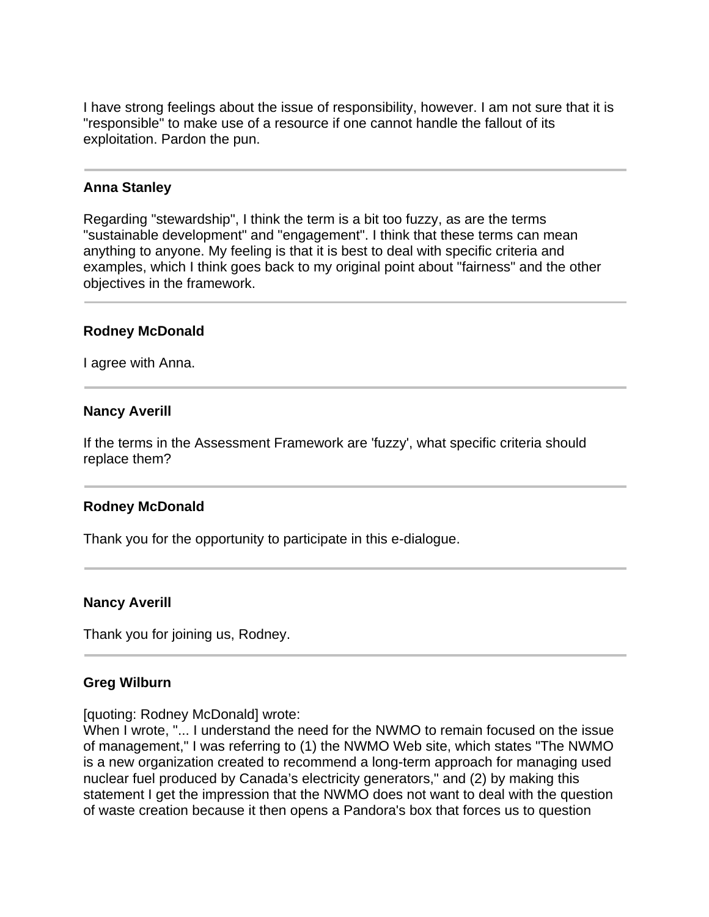I have strong feelings about the issue of responsibility, however. I am not sure that it is "responsible" to make use of a resource if one cannot handle the fallout of its exploitation. Pardon the pun.

---

**Anna Stanley**

Regarding "stewardship", I think the term is a bit too fuzzy, as are the terms "sustainable development" and "engagement". I think that these terms can mean anything to anyone. My feeling is that it is best to deal with specific criteria and examples, which I think goes back to my original point about "fairness" and the other objectives in the framework.

---

**Rodney McDonald**

I agree with Anna.

---

**Nancy Averill**

If the terms in the Assessment Framework are 'fuzzy', what specific criteria should replace them?

---

**Rodney McDonald**

Thank you for the opportunity to participate in this e-dialogue.

---

**Nancy Averill**

Thank you for joining us, Rodney.

---

**Greg Wilburn**

[quoting: Rodney McDonald] wrote:
When I wrote, "... I understand the need for the NWMO to remain focused on the issue of management," I was referring to (1) the NWMO Web site, which states "The NWMO is a new organization created to recommend a long-term approach for managing used nuclear fuel produced by Canada's electricity generators," and (2) by making this statement I get the impression that the NWMO does not want to deal with the question of waste creation because it then opens a Pandora's box that forces us to question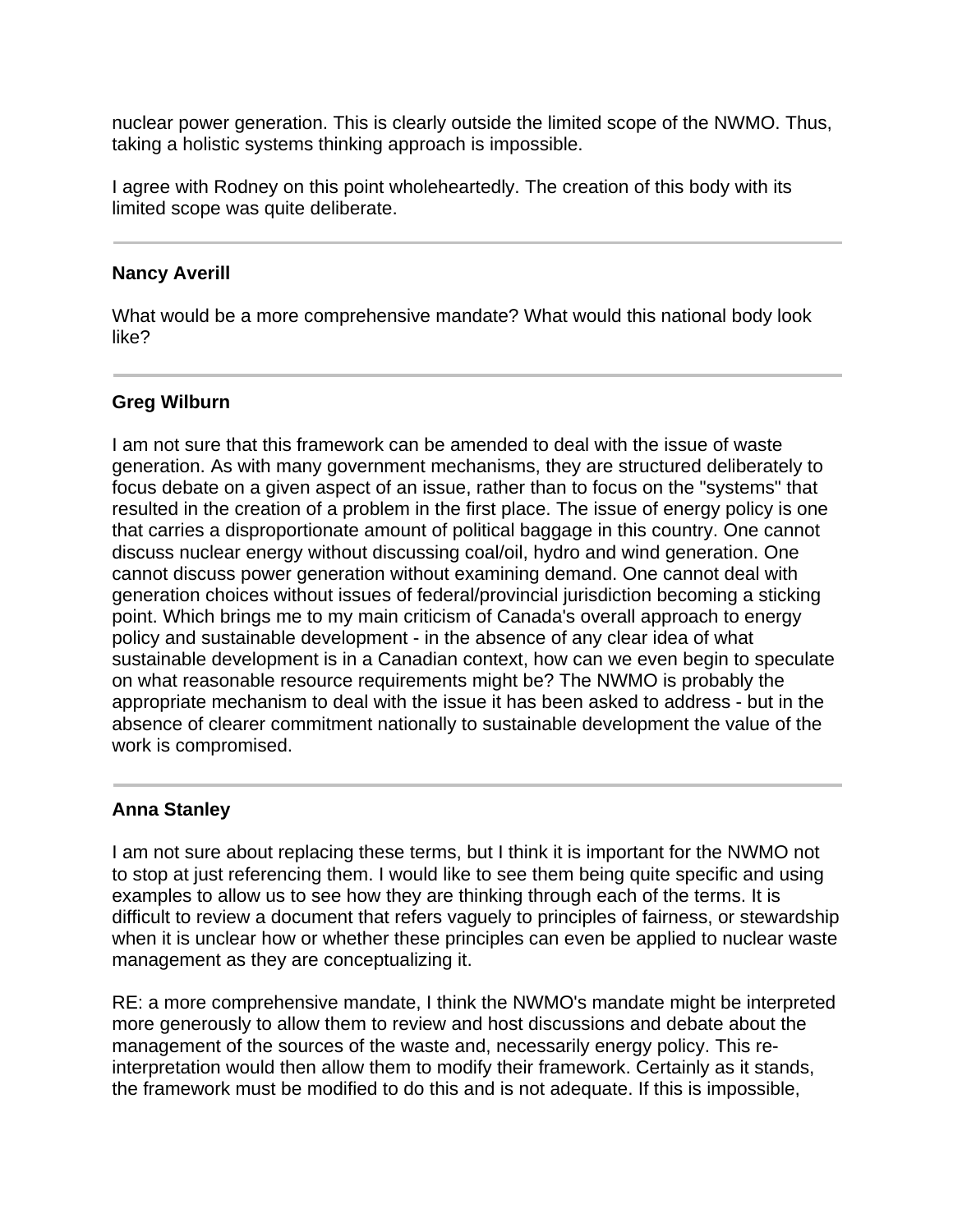nuclear power generation. This is clearly outside the limited scope of the NWMO. Thus, taking a holistic systems thinking approach is impossible.

I agree with Rodney on this point wholeheartedly. The creation of this body with its limited scope was quite deliberate.

---

**Nancy Averill**

What would be a more comprehensive mandate? What would this national body look like?

---

**Greg Wilburn**

I am not sure that this framework can be amended to deal with the issue of waste generation. As with many government mechanisms, they are structured deliberately to focus debate on a given aspect of an issue, rather than to focus on the "systems" that resulted in the creation of a problem in the first place. The issue of energy policy is one that carries a disproportionate amount of political baggage in this country. One cannot discuss nuclear energy without discussing coal/oil, hydro and wind generation. One cannot discuss power generation without examining demand. One cannot deal with generation choices without issues of federal/provincial jurisdiction becoming a sticking point. Which brings me to my main criticism of Canada's overall approach to energy policy and sustainable development - in the absence of any clear idea of what sustainable development is in a Canadian context, how can we even begin to speculate on what reasonable resource requirements might be? The NWMO is probably the appropriate mechanism to deal with the issue it has been asked to address - but in the absence of clearer commitment nationally to sustainable development the value of the work is compromised.

---

**Anna Stanley**

I am not sure about replacing these terms, but I think it is important for the NWMO not to stop at just referencing them. I would like to see them being quite specific and using examples to allow us to see how they are thinking through each of the terms. It is difficult to review a document that refers vaguely to principles of fairness, or stewardship when it is unclear how or whether these principles can even be applied to nuclear waste management as they are conceptualizing it.

RE: a more comprehensive mandate, I think the NWMO's mandate might be interpreted more generously to allow them to review and host discussions and debate about the management of the sources of the waste and, necessarily energy policy. This re-interpretation would then allow them to modify their framework. Certainly as it stands, the framework must be modified to do this and is not adequate. If this is impossible,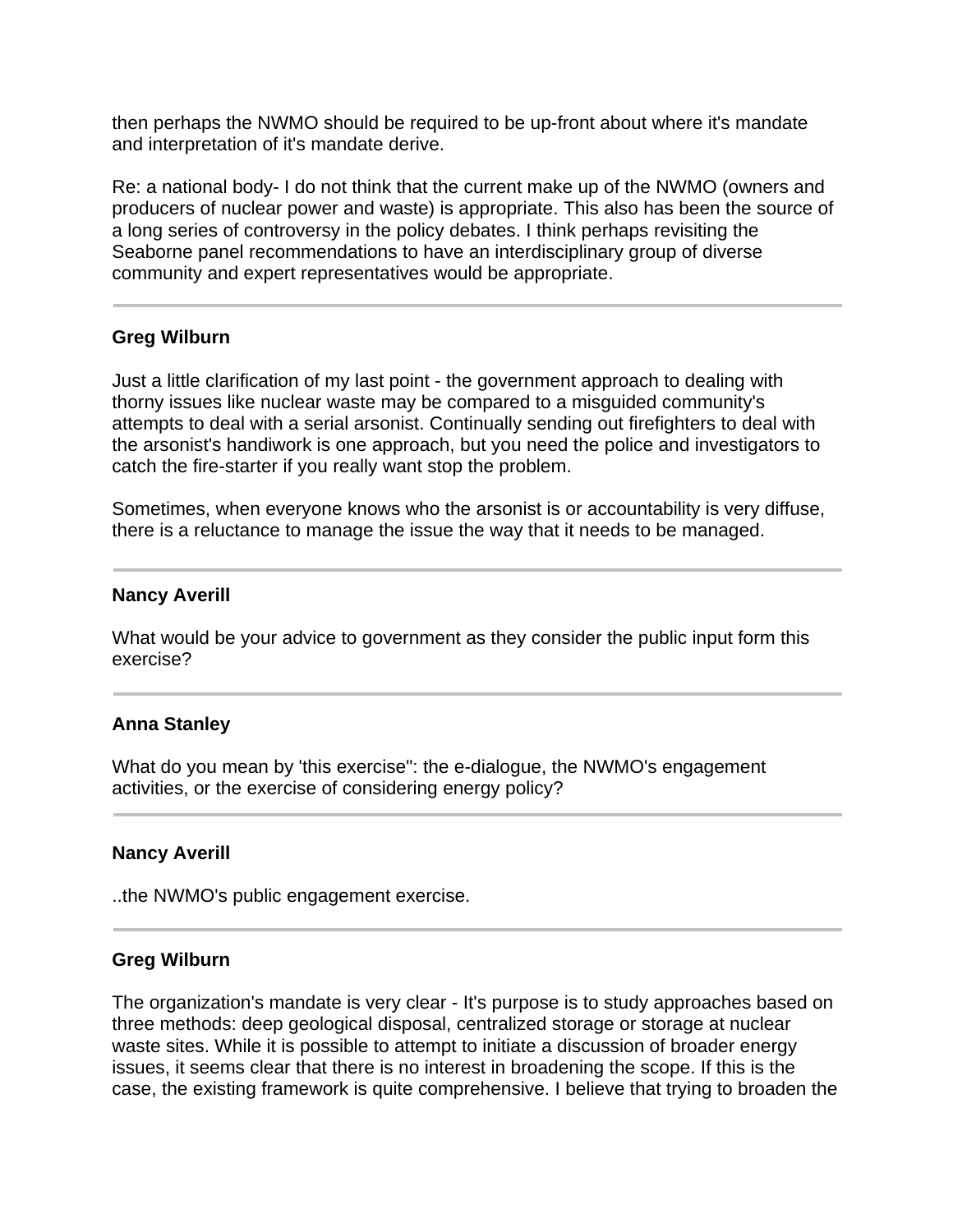then perhaps the NWMO should be required to be up-front about where it's mandate and interpretation of it's mandate derive.

Re: a national body- I do not think that the current make up of the NWMO (owners and producers of nuclear power and waste) is appropriate. This also has been the source of a long series of controversy in the policy debates. I think perhaps revisiting the Seaborne panel recommendations to have an interdisciplinary group of diverse community and expert representatives would be appropriate.

---

**Greg Wilburn**

Just a little clarification of my last point - the government approach to dealing with thorny issues like nuclear waste may be compared to a misguided community's attempts to deal with a serial arsonist. Continually sending out firefighters to deal with the arsonist's handiwork is one approach, but you need the police and investigators to catch the fire-starter if you really want stop the problem.

Sometimes, when everyone knows who the arsonist is or accountability is very diffuse, there is a reluctance to manage the issue the way that it needs to be managed.

---

**Nancy Averill**

What would be your advice to government as they consider the public input form this exercise?

---

**Anna Stanley**

What do you mean by 'this exercise'': the e-dialogue, the NWMO's engagement activities, or the exercise of considering energy policy?

---

**Nancy Averill**

..the NWMO's public engagement exercise.

---

**Greg Wilburn**

The organization's mandate is very clear - It's purpose is to study approaches based on three methods: deep geological disposal, centralized storage or storage at nuclear waste sites. While it is possible to attempt to initiate a discussion of broader energy issues, it seems clear that there is no interest in broadening the scope. If this is the case, the existing framework is quite comprehensive. I believe that trying to broaden the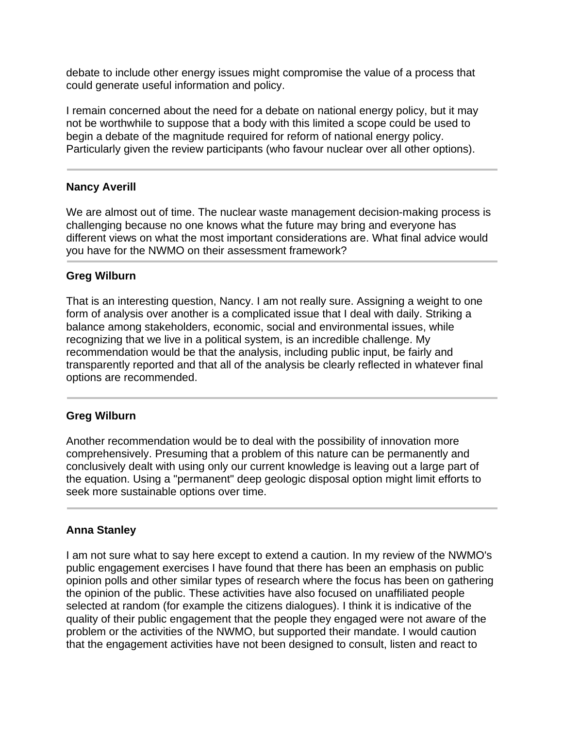debate to include other energy issues might compromise the value of a process that could generate useful information and policy.

I remain concerned about the need for a debate on national energy policy, but it may not be worthwhile to suppose that a body with this limited a scope could be used to begin a debate of the magnitude required for reform of national energy policy. Particularly given the review participants (who favour nuclear over all other options).

---

**Nancy Averill**

We are almost out of time. The nuclear waste management decision-making process is challenging because no one knows what the future may bring and everyone has different views on what the most important considerations are. What final advice would you have for the NWMO on their assessment framework?

---

**Greg Wilburn**

That is an interesting question, Nancy. I am not really sure. Assigning a weight to one form of analysis over another is a complicated issue that I deal with daily. Striking a balance among stakeholders, economic, social and environmental issues, while recognizing that we live in a political system, is an incredible challenge. My recommendation would be that the analysis, including public input, be fairly and transparently reported and that all of the analysis be clearly reflected in whatever final options are recommended.

---

**Greg Wilburn**

Another recommendation would be to deal with the possibility of innovation more comprehensively. Presuming that a problem of this nature can be permanently and conclusively dealt with using only our current knowledge is leaving out a large part of the equation. Using a "permanent" deep geologic disposal option might limit efforts to seek more sustainable options over time.

---

**Anna Stanley**

I am not sure what to say here except to extend a caution. In my review of the NWMO's public engagement exercises I have found that there has been an emphasis on public opinion polls and other similar types of research where the focus has been on gathering the opinion of the public. These activities have also focused on unaffiliated people selected at random (for example the citizens dialogues). I think it is indicative of the quality of their public engagement that the people they engaged were not aware of the problem or the activities of the NWMO, but supported their mandate. I would caution that the engagement activities have not been designed to consult, listen and react to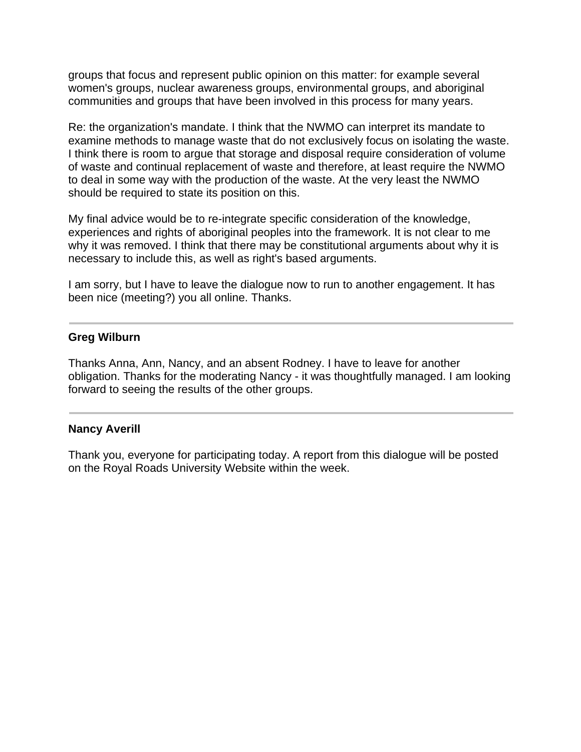groups that focus and represent public opinion on this matter: for example several women's groups, nuclear awareness groups, environmental groups, and aboriginal communities and groups that have been involved in this process for many years.

Re: the organization's mandate. I think that the NWMO can interpret its mandate to examine methods to manage waste that do not exclusively focus on isolating the waste. I think there is room to argue that storage and disposal require consideration of volume of waste and continual replacement of waste and therefore, at least require the NWMO to deal in some way with the production of the waste. At the very least the NWMO should be required to state its position on this.

My final advice would be to re-integrate specific consideration of the knowledge, experiences and rights of aboriginal peoples into the framework. It is not clear to me why it was removed. I think that there may be constitutional arguments about why it is necessary to include this, as well as right's based arguments.

I am sorry, but I have to leave the dialogue now to run to another engagement. It has been nice (meeting?) you all online. Thanks.

---

**Greg Wilburn**

Thanks Anna, Ann, Nancy, and an absent Rodney. I have to leave for another obligation. Thanks for the moderating Nancy - it was thoughtfully managed. I am looking forward to seeing the results of the other groups.

---

**Nancy Averill**

Thank you, everyone for participating today. A report from this dialogue will be posted on the Royal Roads University Website within the week.